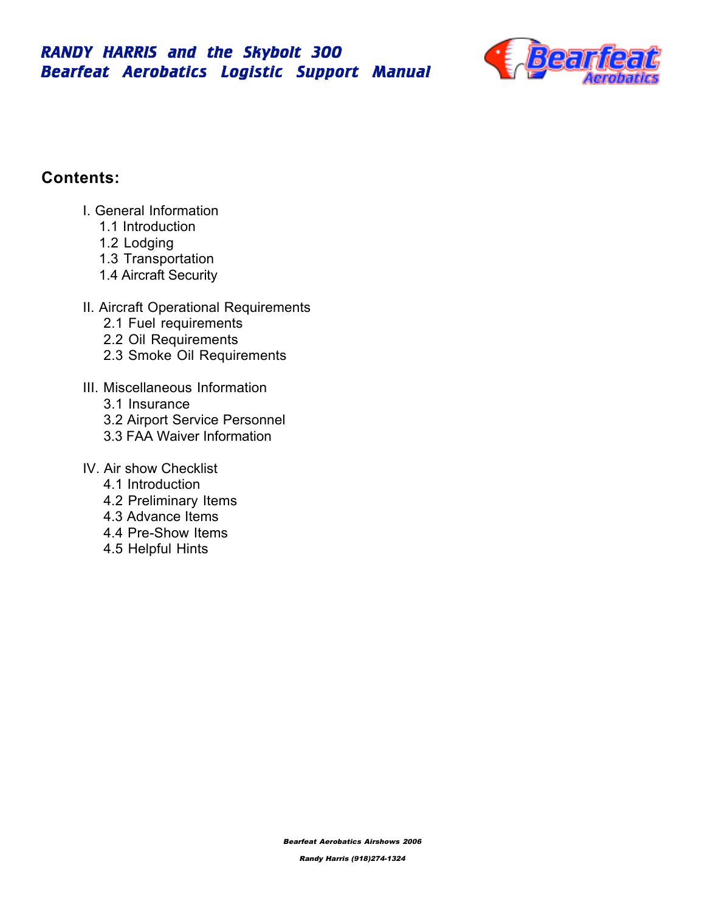# RANDY HARRIS and the Skybolt 300
# Bearfeat Aerobatics Logistic Support Manual

## Contents:

I. General Information
- 1.1 Introduction
- 1.2 Lodging
- 1.3 Transportation
- 1.4 Aircraft Security

II. Aircraft Operational Requirements
- 2.1 Fuel requirements
- 2.2 Oil Requirements
- 2.3 Smoke Oil Requirements

III. Miscellaneous Information
- 3.1 Insurance
- 3.2 Airport Service Personnel
- 3.3 FAA Waiver Information

IV. Air show Checklist
- 4.1 Introduction
- 4.2 Preliminary Items
- 4.3 Advance Items
- 4.4 Pre-Show Items
- 4.5 Helpful Hints

***Bearfeat Aerobatics Airshows 2006***

***Randy Harris (918)274-1324***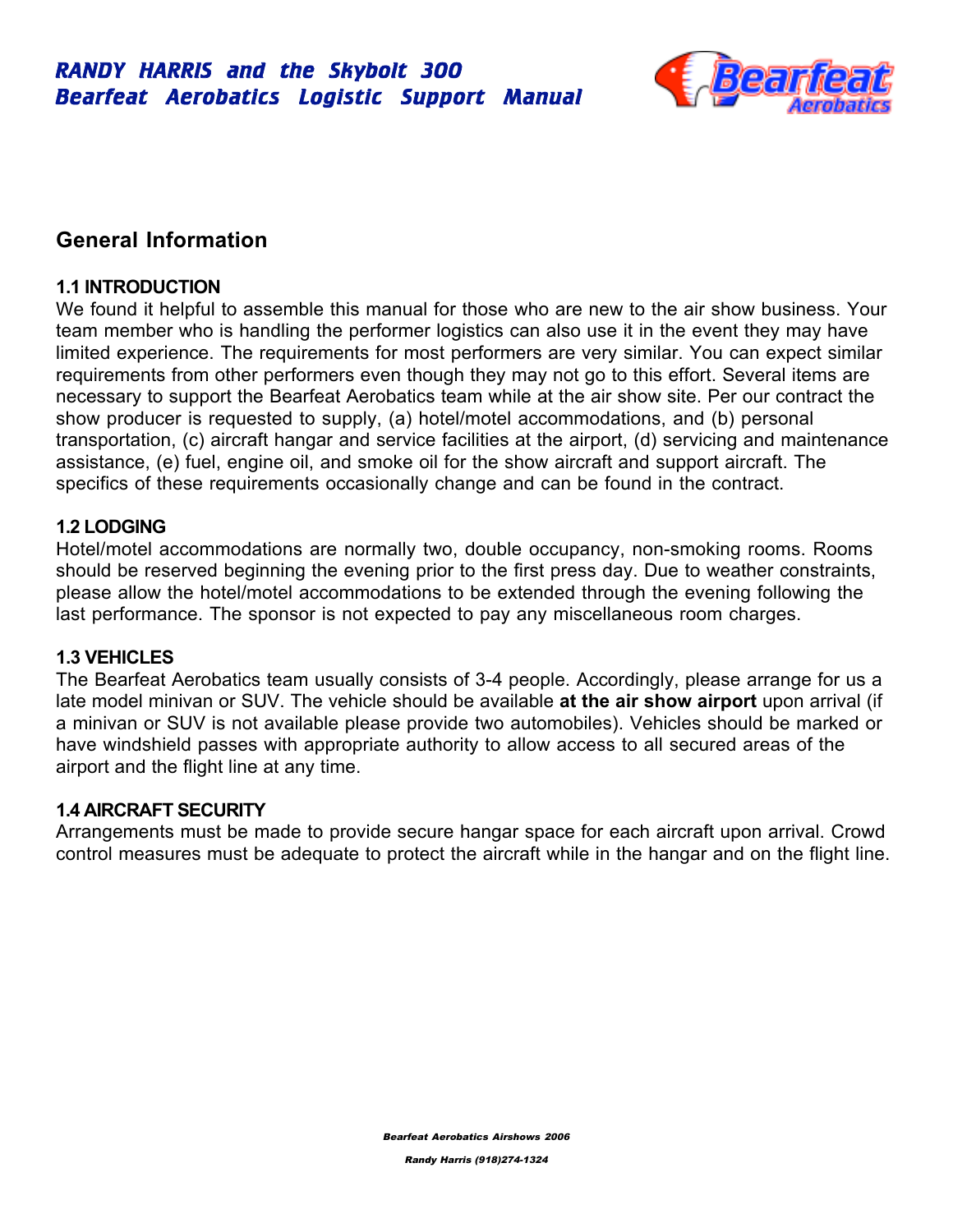## General Information

### 1.1 INTRODUCTION

We found it helpful to assemble this manual for those who are new to the air show business. Your team member who is handling the performer logistics can also use it in the event they may have limited experience. The requirements for most performers are very similar. You can expect similar requirements from other performers even though they may not go to this effort. Several items are necessary to support the Bearfeat Aerobatics team while at the air show site. Per our contract the show producer is requested to supply, (a) hotel/motel accommodations, and (b) personal transportation, (c) aircraft hangar and service facilities at the airport, (d) servicing and maintenance assistance, (e) fuel, engine oil, and smoke oil for the show aircraft and support aircraft. The specifics of these requirements occasionally change and can be found in the contract.

### 1.2 LODGING

Hotel/motel accommodations are normally two, double occupancy, non-smoking rooms. Rooms should be reserved beginning the evening prior to the first press day. Due to weather constraints, please allow the hotel/motel accommodations to be extended through the evening following the last performance. The sponsor is not expected to pay any miscellaneous room charges.

### 1.3 VEHICLES

The Bearfeat Aerobatics team usually consists of 3-4 people. Accordingly, please arrange for us a late model minivan or SUV. The vehicle should be available **at the air show airport** upon arrival (if a minivan or SUV is not available please provide two automobiles). Vehicles should be marked or have windshield passes with appropriate authority to allow access to all secured areas of the airport and the flight line at any time.

### 1.4 AIRCRAFT SECURITY

Arrangements must be made to provide secure hangar space for each aircraft upon arrival. Crowd control measures must be adequate to protect the aircraft while in the hangar and on the flight line.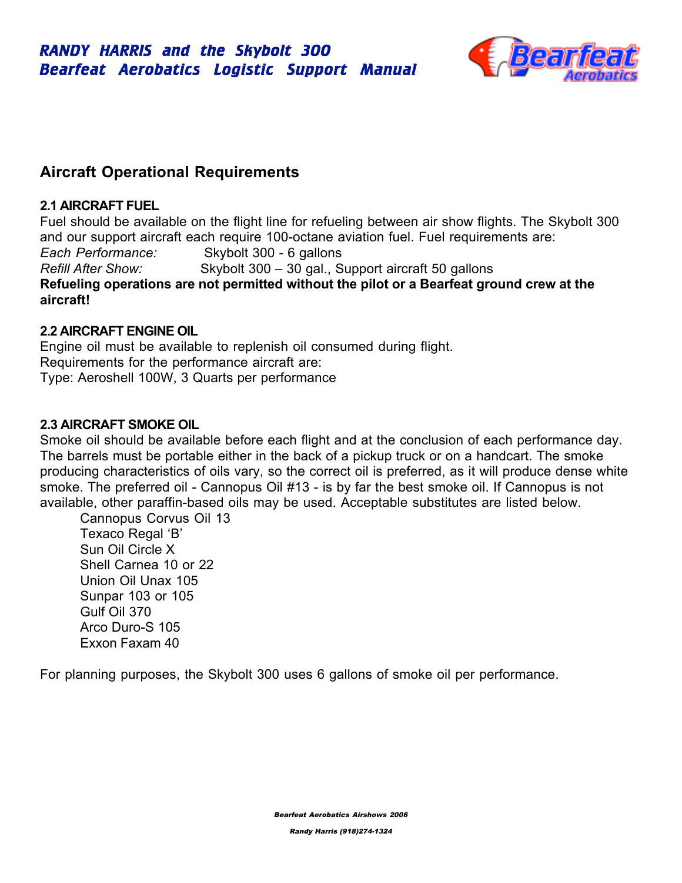## Aircraft Operational Requirements

### 2.1 AIRCRAFT FUEL

Fuel should be available on the flight line for refueling between air show flights. The Skybolt 300 and our support aircraft each require 100-octane aviation fuel. Fuel requirements are:

*Each Performance:* Skybolt 300 - 6 gallons
*Refill After Show:* Skybolt 300 – 30 gal., Support aircraft 50 gallons

**Refueling operations are not permitted without the pilot or a Bearfeat ground crew at the aircraft!**

### 2.2 AIRCRAFT ENGINE OIL

Engine oil must be available to replenish oil consumed during flight.
Requirements for the performance aircraft are:
Type: Aeroshell 100W, 3 Quarts per performance

### 2.3 AIRCRAFT SMOKE OIL

Smoke oil should be available before each flight and at the conclusion of each performance day. The barrels must be portable either in the back of a pickup truck or on a handcart. The smoke producing characteristics of oils vary, so the correct oil is preferred, as it will produce dense white smoke. The preferred oil - Cannopus Oil #13 - is by far the best smoke oil. If Cannopus is not available, other paraffin-based oils may be used. Acceptable substitutes are listed below.

- Cannopus Corvus Oil 13
- Texaco Regal 'B'
- Sun Oil Circle X
- Shell Carnea 10 or 22
- Union Oil Unax 105
- Sunpar 103 or 105
- Gulf Oil 370
- Arco Duro-S 105
- Exxon Faxam 40

For planning purposes, the Skybolt 300 uses 6 gallons of smoke oil per performance.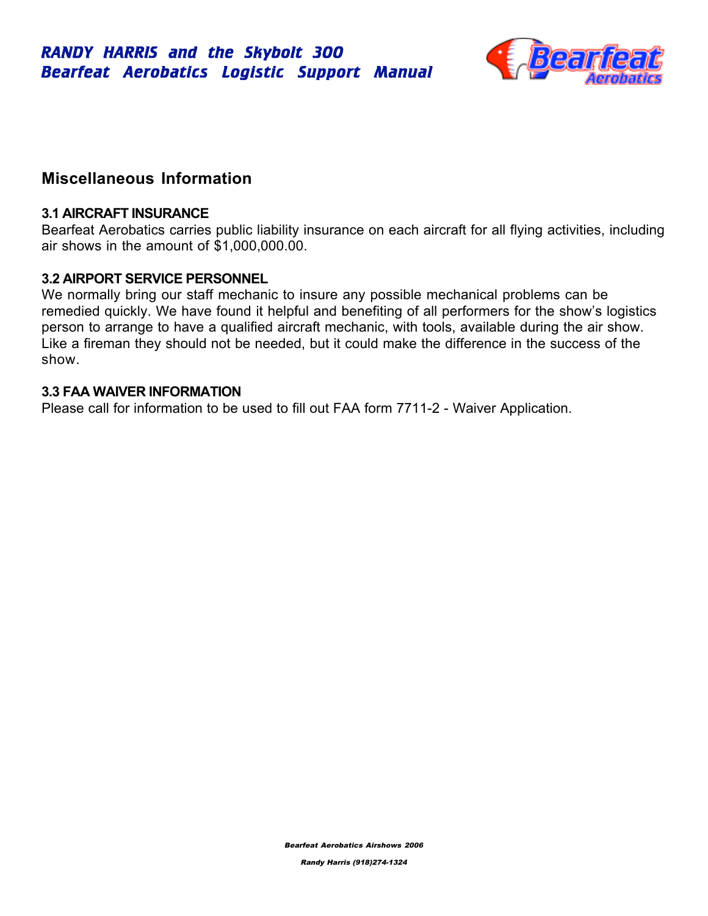## Miscellaneous Information

### 3.1 AIRCRAFT INSURANCE

Bearfeat Aerobatics carries public liability insurance on each aircraft for all flying activities, including air shows in the amount of $1,000,000.00.

### 3.2 AIRPORT SERVICE PERSONNEL

We normally bring our staff mechanic to insure any possible mechanical problems can be remedied quickly. We have found it helpful and benefiting of all performers for the show's logistics person to arrange to have a qualified aircraft mechanic, with tools, available during the air show. Like a fireman they should not be needed, but it could make the difference in the success of the show.

### 3.3 FAA WAIVER INFORMATION

Please call for information to be used to fill out FAA form 7711-2 - Waiver Application.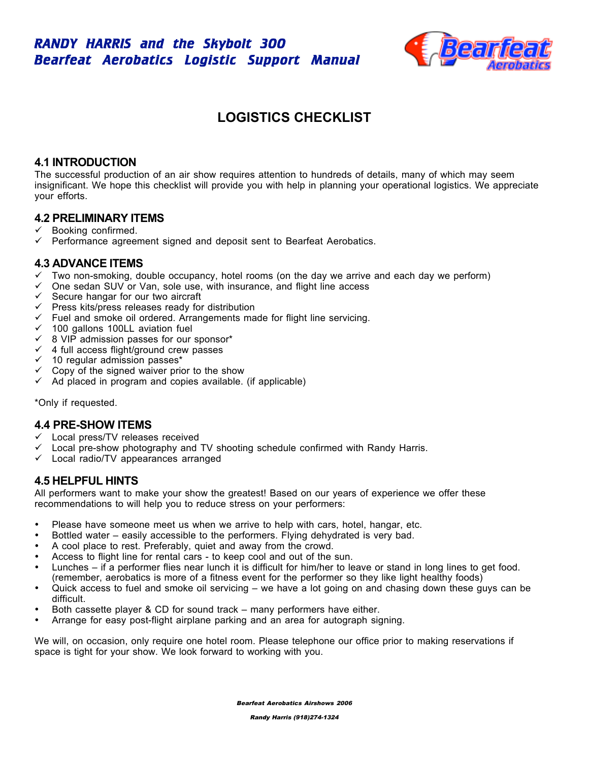# LOGISTICS CHECKLIST

## 4.1 INTRODUCTION

The successful production of an air show requires attention to hundreds of details, many of which may seem insignificant. We hope this checklist will provide you with help in planning your operational logistics. We appreciate your efforts.

## 4.2 PRELIMINARY ITEMS

- ✓ Booking confirmed.
- ✓ Performance agreement signed and deposit sent to Bearfeat Aerobatics.

## 4.3 ADVANCE ITEMS

- ✓ Two non-smoking, double occupancy, hotel rooms (on the day we arrive and each day we perform)
- ✓ One sedan SUV or Van, sole use, with insurance, and flight line access
- ✓ Secure hangar for our two aircraft
- ✓ Press kits/press releases ready for distribution
- ✓ Fuel and smoke oil ordered. Arrangements made for flight line servicing.
- ✓ 100 gallons 100LL aviation fuel
- ✓ 8 VIP admission passes for our sponsor*
- ✓ 4 full access flight/ground crew passes
- ✓ 10 regular admission passes*
- ✓ Copy of the signed waiver prior to the show
- ✓ Ad placed in program and copies available. (if applicable)

*Only if requested.

## 4.4 PRE-SHOW ITEMS

- ✓ Local press/TV releases received
- ✓ Local pre-show photography and TV shooting schedule confirmed with Randy Harris.
- ✓ Local radio/TV appearances arranged

## 4.5 HELPFUL HINTS

All performers want to make your show the greatest! Based on our years of experience we offer these recommendations to will help you to reduce stress on your performers:

- Please have someone meet us when we arrive to help with cars, hotel, hangar, etc.
- Bottled water – easily accessible to the performers. Flying dehydrated is very bad.
- A cool place to rest. Preferably, quiet and away from the crowd.
- Access to flight line for rental cars - to keep cool and out of the sun.
- Lunches – if a performer flies near lunch it is difficult for him/her to leave or stand in long lines to get food. (remember, aerobatics is more of a fitness event for the performer so they like light healthy foods)
- Quick access to fuel and smoke oil servicing – we have a lot going on and chasing down these guys can be difficult.
- Both cassette player & CD for sound track – many performers have either.
- Arrange for easy post-flight airplane parking and an area for autograph signing.

We will, on occasion, only require one hotel room. Please telephone our office prior to making reservations if space is tight for your show. We look forward to working with you.